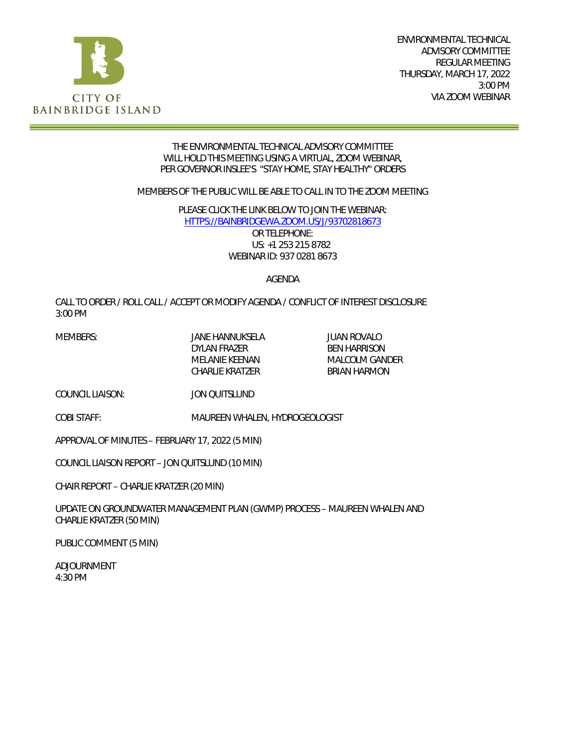CITY OF BAINBRIDGE ISLAND

ENVIRONMENTAL TECHNICAL ADVISORY COMMITTEE
REGULAR MEETING
THURSDAY, MARCH 17, 2022
3:00 PM
VIA ZOOM WEBINAR

THE ENVIRONMENTAL TECHNICAL ADVISORY COMMITTEE WILL HOLD THIS MEETING USING A VIRTUAL, ZOOM WEBINAR, PER GOVERNOR INSLEE'S "STAY HOME, STAY HEALTHY" ORDERS

MEMBERS OF THE PUBLIC WILL BE ABLE TO CALL IN TO THE ZOOM MEETING

PLEASE CLICK THE LINK BELOW TO JOIN THE WEBINAR:
HTTPS://BAINBRIDGEWA.ZOOM.US/J/93702818673
OR TELEPHONE:
US: +1 253 215 8782
WEBINAR ID: 937 0281 8673

## AGENDA

CALL TO ORDER / ROLL CALL / ACCEPT OR MODIFY AGENDA / CONFLICT OF INTEREST DISCLOSURE
3:00 PM

MEMBERS:
JANE HANNUKSELA
DYLAN FRAZER
MELANIE KEENAN
CHARLIE KRATZER
JUAN ROVALO
BEN HARRISON
MALCOLM GANDER
BRIAN HARMON

COUNCIL LIAISON: JON QUITSLUND

COBI STAFF: MAUREEN WHALEN, HYDROGEOLOGIST

APPROVAL OF MINUTES – FEBRUARY 17, 2022 (5 MIN)

COUNCIL LIAISON REPORT – JON QUITSLUND (10 MIN)

CHAIR REPORT – CHARLIE KRATZER (20 MIN)

UPDATE ON GROUNDWATER MANAGEMENT PLAN (GWMP) PROCESS – MAUREEN WHALEN AND CHARLIE KRATZER (50 MIN)

PUBLIC COMMENT (5 MIN)

ADJOURNMENT
4:30 PM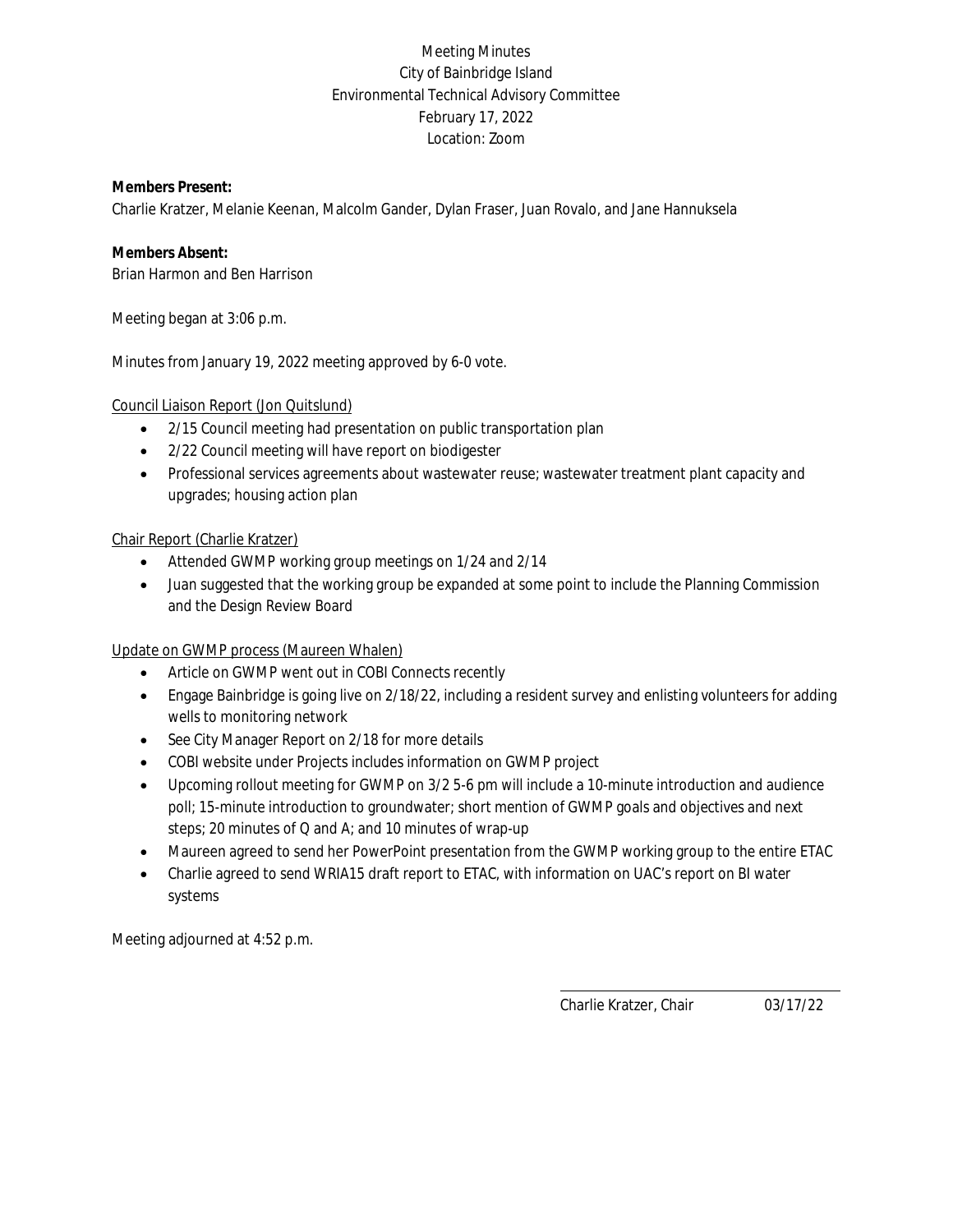Meeting Minutes
City of Bainbridge Island
Environmental Technical Advisory Committee
February 17, 2022
Location: Zoom

**Members Present:**
Charlie Kratzer, Melanie Keenan, Malcolm Gander, Dylan Fraser, Juan Rovalo, and Jane Hannuksela

**Members Absent:**
Brian Harmon and Ben Harrison

Meeting began at 3:06 p.m.

Minutes from January 19, 2022 meeting approved by 6-0 vote.

Council Liaison Report (Jon Quitslund)

- 2/15 Council meeting had presentation on public transportation plan
- 2/22 Council meeting will have report on biodigester
- Professional services agreements about wastewater reuse; wastewater treatment plant capacity and upgrades; housing action plan

Chair Report (Charlie Kratzer)

- Attended GWMP working group meetings on 1/24 and 2/14
- Juan suggested that the working group be expanded at some point to include the Planning Commission and the Design Review Board

Update on GWMP process (Maureen Whalen)

- Article on GWMP went out in COBI Connects recently
- Engage Bainbridge is going live on 2/18/22, including a resident survey and enlisting volunteers for adding wells to monitoring network
- See City Manager Report on 2/18 for more details
- COBI website under Projects includes information on GWMP project
- Upcoming rollout meeting for GWMP on 3/2 5-6 pm will include a 10-minute introduction and audience poll; 15-minute introduction to groundwater; short mention of GWMP goals and objectives and next steps; 20 minutes of Q and A; and 10 minutes of wrap-up
- Maureen agreed to send her PowerPoint presentation from the GWMP working group to the entire ETAC
- Charlie agreed to send WRIA15 draft report to ETAC, with information on UAC's report on BI water systems

Meeting adjourned at 4:52 p.m.

Charlie Kratzer, Chair 03/17/22